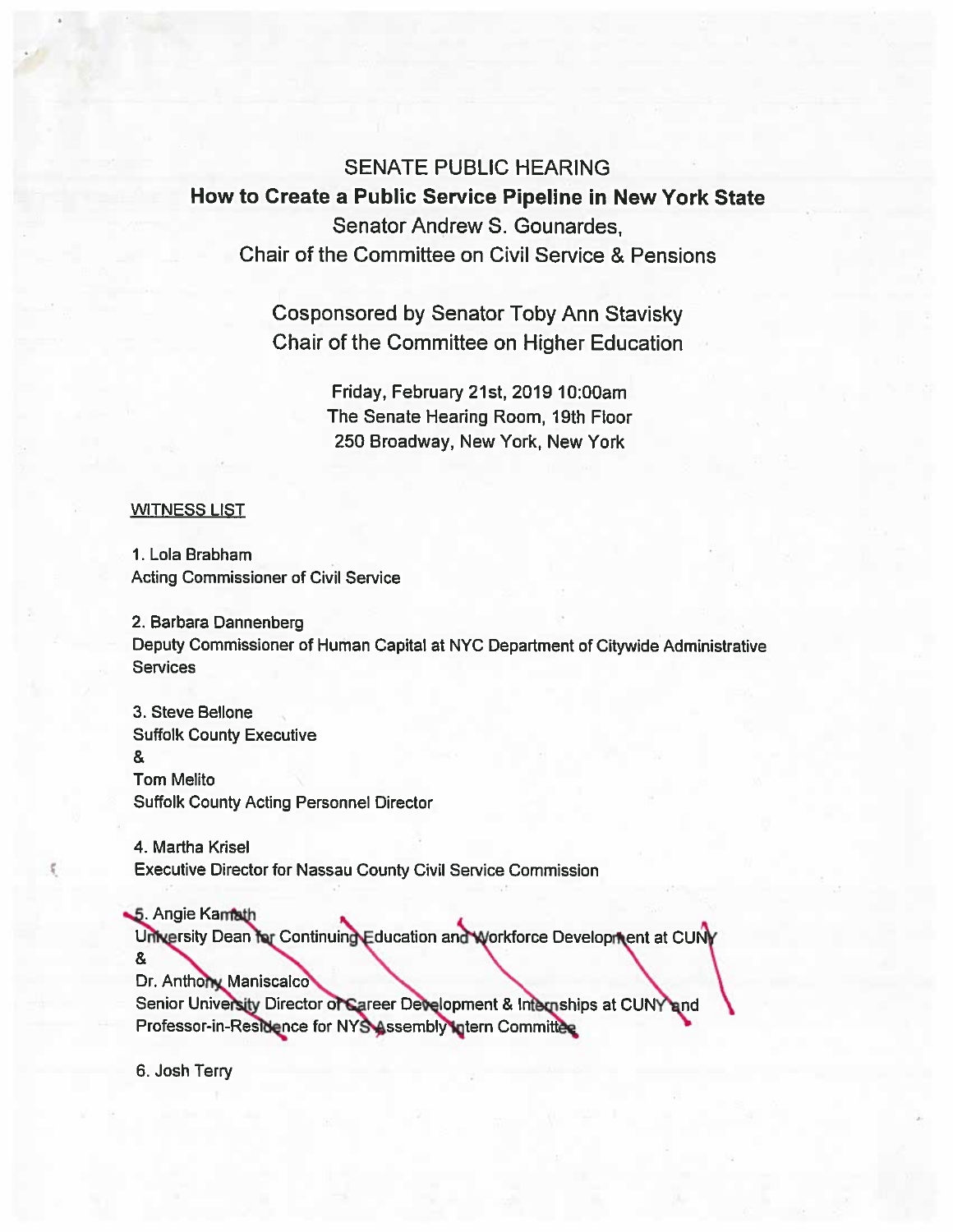SENATE PUBLIC HEARING

**How to Create a Public Service Pipeline in New York State**

Senator Andrew S. Gounardes,
Chair of the Committee on Civil Service & Pensions

Cosponsored by Senator Toby Ann Stavisky
Chair of the Committee on Higher Education

Friday, February 21st, 2019 10:00am
The Senate Hearing Room, 19th Floor
250 Broadway, New York, New York

WITNESS LIST

1. Lola Brabham
Acting Commissioner of Civil Service

2. Barbara Dannenberg
Deputy Commissioner of Human Capital at NYC Department of Citywide Administrative Services

3. Steve Bellone
Suffolk County Executive
&
Tom Melito
Suffolk County Acting Personnel Director

4. Martha Krisel
Executive Director for Nassau County Civil Service Commission

5. Angie Kamath
University Dean for Continuing Education and Workforce Development at CUNY
&
Dr. Anthony Maniscalco
Senior University Director of Career Development & Internships at CUNY and Professor-in-Residence for NYS Assembly Intern Committee

6. Josh Terry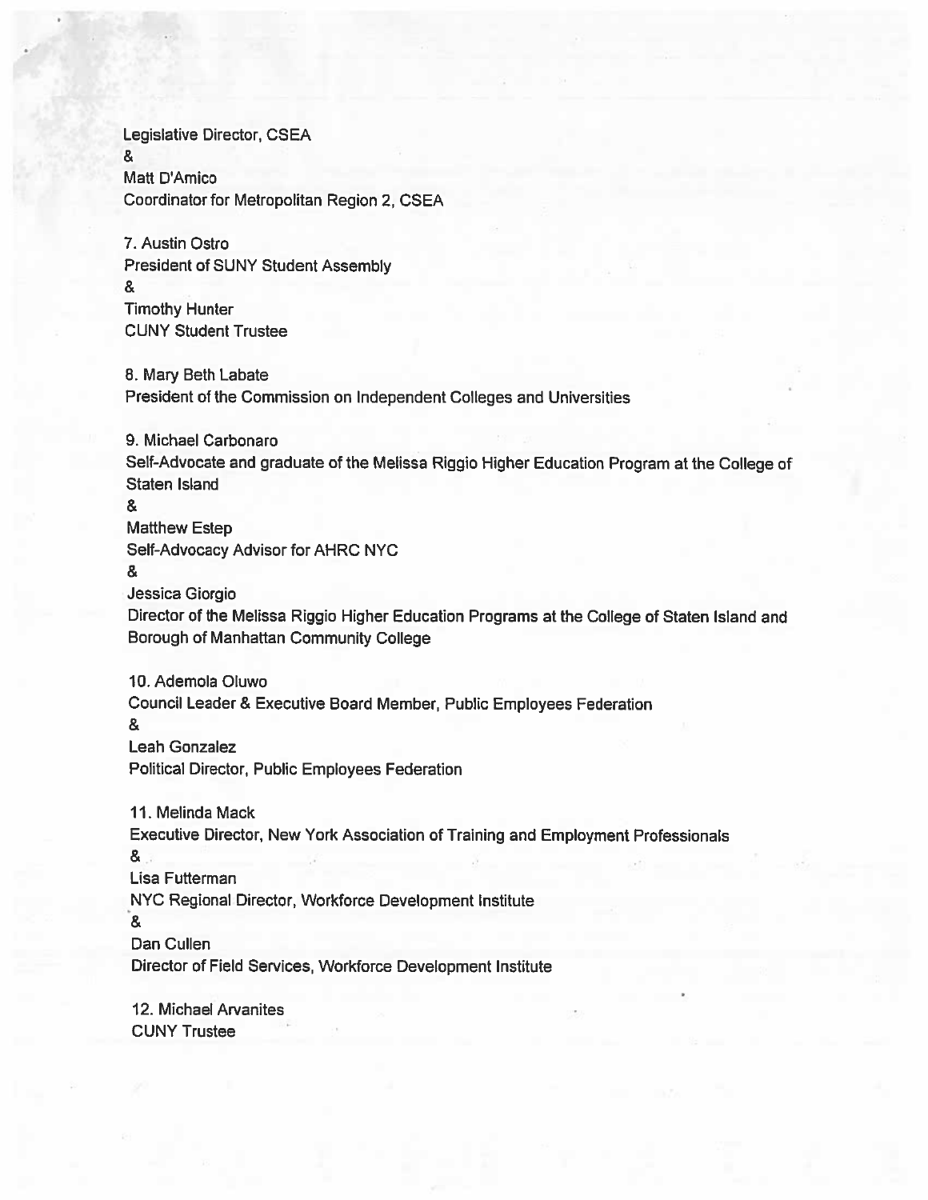Legislative Director, CSEA
&
Matt D'Amico
Coordinator for Metropolitan Region 2, CSEA

7. Austin Ostro
President of SUNY Student Assembly
&
Timothy Hunter
CUNY Student Trustee

8. Mary Beth Labate
President of the Commission on Independent Colleges and Universities

9. Michael Carbonaro
Self-Advocate and graduate of the Melissa Riggio Higher Education Program at the College of Staten Island
&
Matthew Estep
Self-Advocacy Advisor for AHRC NYC
&
Jessica Giorgio
Director of the Melissa Riggio Higher Education Programs at the College of Staten Island and Borough of Manhattan Community College

10. Ademola Oluwo
Council Leader & Executive Board Member, Public Employees Federation
&
Leah Gonzalez
Political Director, Public Employees Federation

11. Melinda Mack
Executive Director, New York Association of Training and Employment Professionals
&
Lisa Futterman
NYC Regional Director, Workforce Development Institute
&
Dan Cullen
Director of Field Services, Workforce Development Institute

12. Michael Arvanites
CUNY Trustee